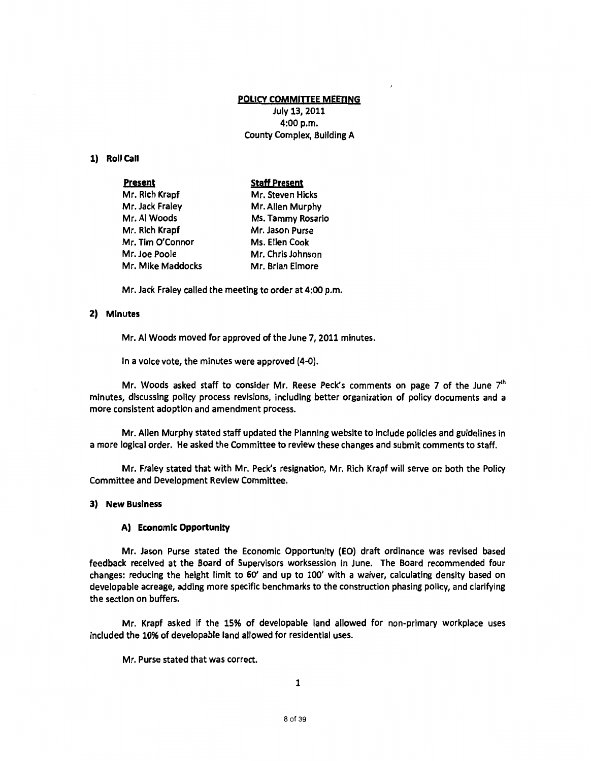**POLICY COMMITTEE MEETING**

July 13, 2011
4:00 p.m.
County Complex, Building A

**1) Roll Call**

| **Present** | **Staff Present** |
|---|---|
| Mr. Rich Krapf | Mr. Steven Hicks |
| Mr. Jack Fraley | Mr. Allen Murphy |
| Mr. Al Woods | Ms. Tammy Rosario |
| Mr. Rich Krapf | Mr. Jason Purse |
| Mr. Tim O'Connor | Ms. Ellen Cook |
| Mr. Joe Poole | Mr. Chris Johnson |
| Mr. Mike Maddocks | Mr. Brian Elmore |

Mr. Jack Fraley called the meeting to order at 4:00 p.m.

**2) Minutes**

Mr. Al Woods moved for approved of the June 7, 2011 minutes.

In a voice vote, the minutes were approved (4-0).

Mr. Woods asked staff to consider Mr. Reese Peck's comments on page 7 of the June 7th minutes, discussing policy process revisions, including better organization of policy documents and a more consistent adoption and amendment process.

Mr. Allen Murphy stated staff updated the Planning website to include policies and guidelines in a more logical order. He asked the Committee to review these changes and submit comments to staff.

Mr. Fraley stated that with Mr. Peck's resignation, Mr. Rich Krapf will serve on both the Policy Committee and Development Review Committee.

**3) New Business**

**A) Economic Opportunity**

Mr. Jason Purse stated the Economic Opportunity (EO) draft ordinance was revised based feedback received at the Board of Supervisors worksession in June. The Board recommended four changes: reducing the height limit to 60' and up to 100' with a waiver, calculating density based on developable acreage, adding more specific benchmarks to the construction phasing policy, and clarifying the section on buffers.

Mr. Krapf asked if the 15% of developable land allowed for non-primary workplace uses included the 10% of developable land allowed for residential uses.

Mr. Purse stated that was correct.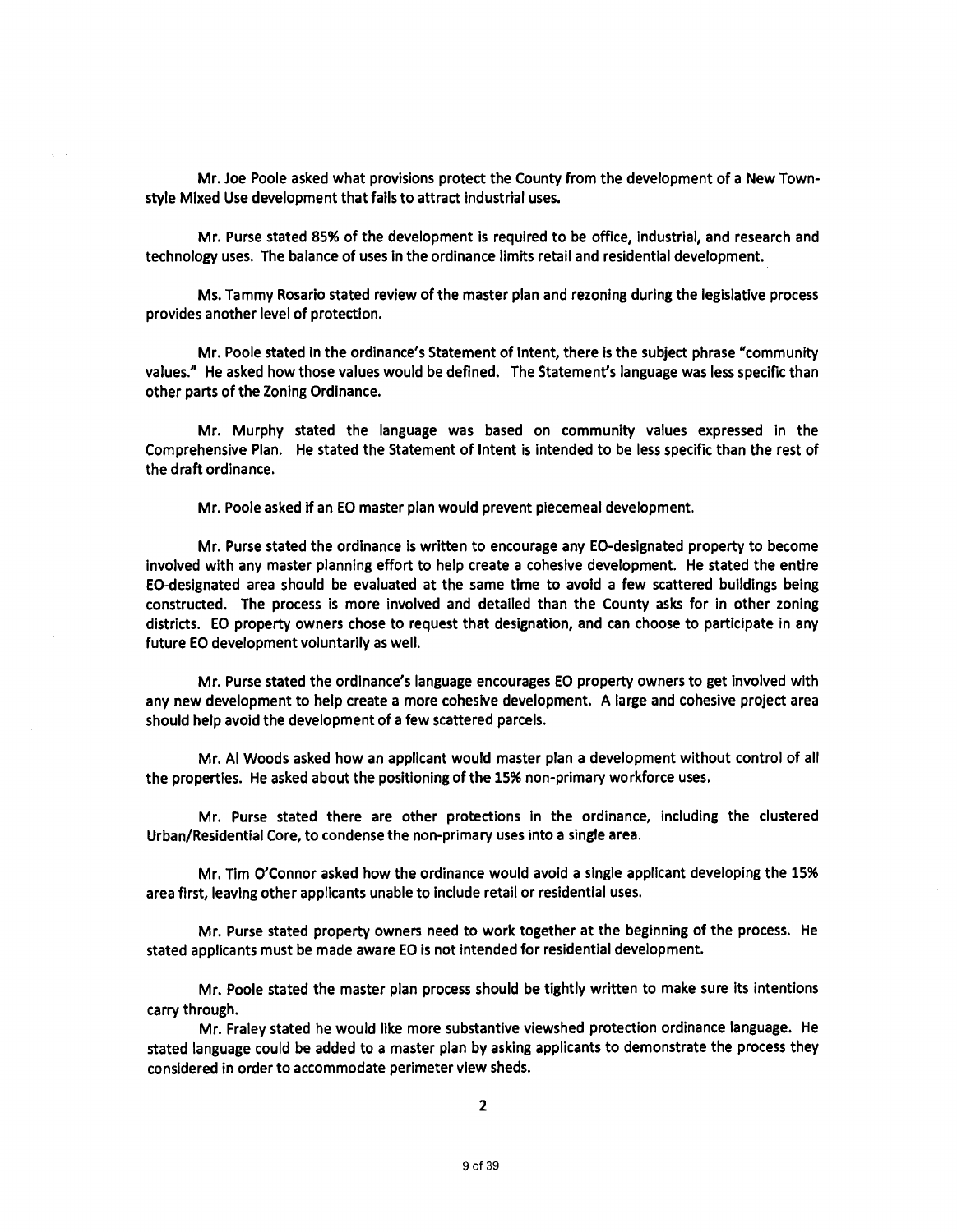Mr. Joe Poole asked what provisions protect the County from the development of a New Town-style Mixed Use development that fails to attract industrial uses.

Mr. Purse stated 85% of the development is required to be office, industrial, and research and technology uses. The balance of uses in the ordinance limits retail and residential development.

Ms. Tammy Rosario stated review of the master plan and rezoning during the legislative process provides another level of protection.

Mr. Poole stated in the ordinance's Statement of Intent, there is the subject phrase "community values." He asked how those values would be defined. The Statement's language was less specific than other parts of the Zoning Ordinance.

Mr. Murphy stated the language was based on community values expressed in the Comprehensive Plan. He stated the Statement of Intent is intended to be less specific than the rest of the draft ordinance.

Mr. Poole asked if an EO master plan would prevent piecemeal development.

Mr. Purse stated the ordinance is written to encourage any EO-designated property to become involved with any master planning effort to help create a cohesive development. He stated the entire EO-designated area should be evaluated at the same time to avoid a few scattered buildings being constructed. The process is more involved and detailed than the County asks for in other zoning districts. EO property owners chose to request that designation, and can choose to participate in any future EO development voluntarily as well.

Mr. Purse stated the ordinance's language encourages EO property owners to get involved with any new development to help create a more cohesive development. A large and cohesive project area should help avoid the development of a few scattered parcels.

Mr. Al Woods asked how an applicant would master plan a development without control of all the properties. He asked about the positioning of the 15% non-primary workforce uses.

Mr. Purse stated there are other protections in the ordinance, including the clustered Urban/Residential Core, to condense the non-primary uses into a single area.

Mr. Tim O'Connor asked how the ordinance would avoid a single applicant developing the 15% area first, leaving other applicants unable to include retail or residential uses.

Mr. Purse stated property owners need to work together at the beginning of the process. He stated applicants must be made aware EO is not intended for residential development.

Mr. Poole stated the master plan process should be tightly written to make sure its intentions carry through.

Mr. Fraley stated he would like more substantive viewshed protection ordinance language. He stated language could be added to a master plan by asking applicants to demonstrate the process they considered in order to accommodate perimeter view sheds.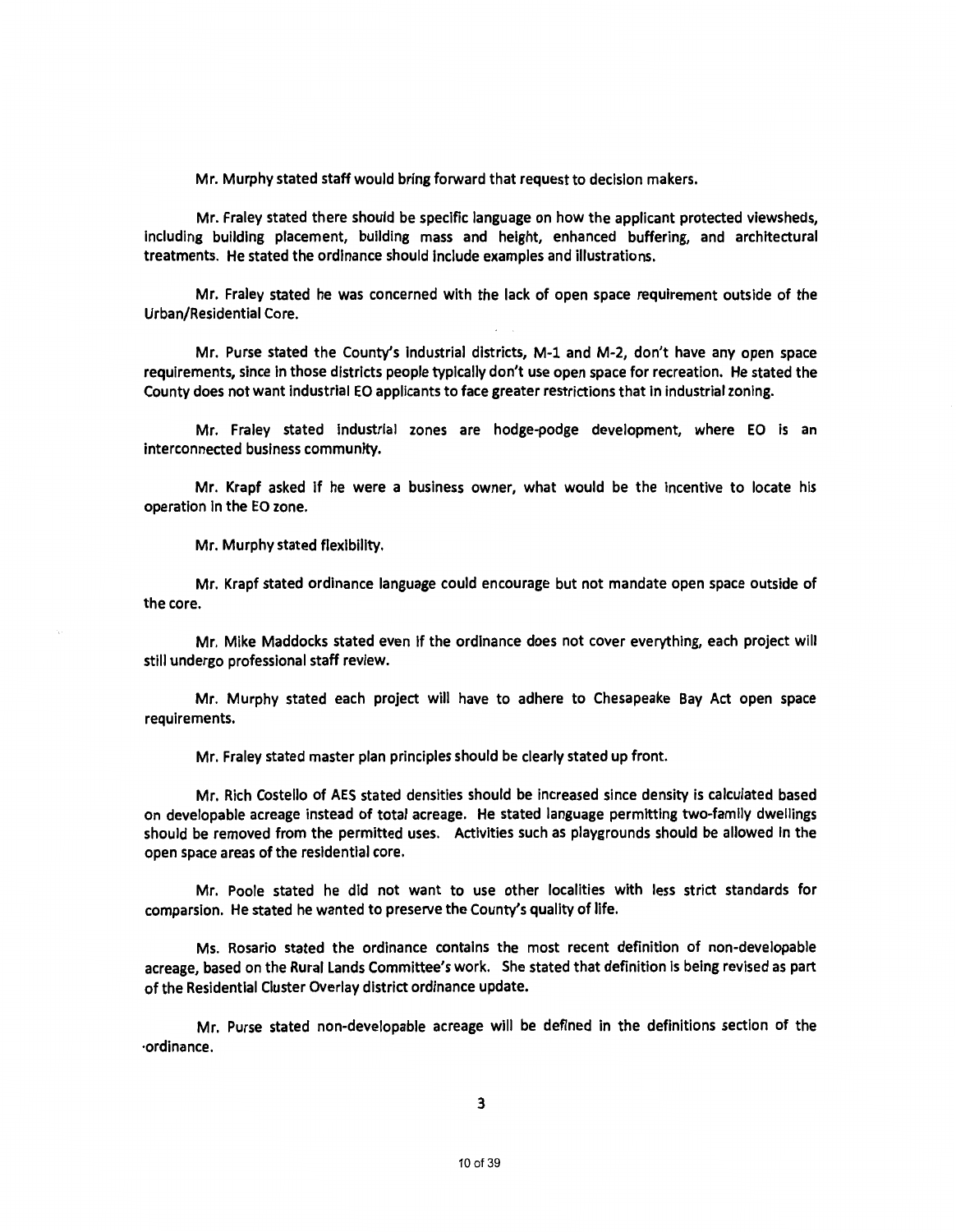Mr. Murphy stated staff would bring forward that request to decision makers.

Mr. Fraley stated there should be specific language on how the applicant protected viewsheds, including building placement, building mass and height, enhanced buffering, and architectural treatments. He stated the ordinance should include examples and illustrations.

Mr. Fraley stated he was concerned with the lack of open space requirement outside of the Urban/Residential Core.

Mr. Purse stated the County's industrial districts, M-1 and M-2, don't have any open space requirements, since in those districts people typically don't use open space for recreation. He stated the County does not want industrial EO applicants to face greater restrictions that in industrial zoning.

Mr. Fraley stated industrial zones are hodge-podge development, where EO is an interconnected business community.

Mr. Krapf asked if he were a business owner, what would be the incentive to locate his operation in the EO zone.

Mr. Murphy stated flexibility.

Mr. Krapf stated ordinance language could encourage but not mandate open space outside of the core.

Mr. Mike Maddocks stated even if the ordinance does not cover everything, each project will still undergo professional staff review.

Mr. Murphy stated each project will have to adhere to Chesapeake Bay Act open space requirements.

Mr. Fraley stated master plan principles should be clearly stated up front.

Mr. Rich Costello of AES stated densities should be increased since density is calculated based on developable acreage instead of total acreage. He stated language permitting two-family dwellings should be removed from the permitted uses. Activities such as playgrounds should be allowed in the open space areas of the residential core.

Mr. Poole stated he did not want to use other localities with less strict standards for comparsion. He stated he wanted to preserve the County's quality of life.

Ms. Rosario stated the ordinance contains the most recent definition of non-developable acreage, based on the Rural Lands Committee's work. She stated that definition is being revised as part of the Residential Cluster Overlay district ordinance update.

Mr. Purse stated non-developable acreage will be defined in the definitions section of the ordinance.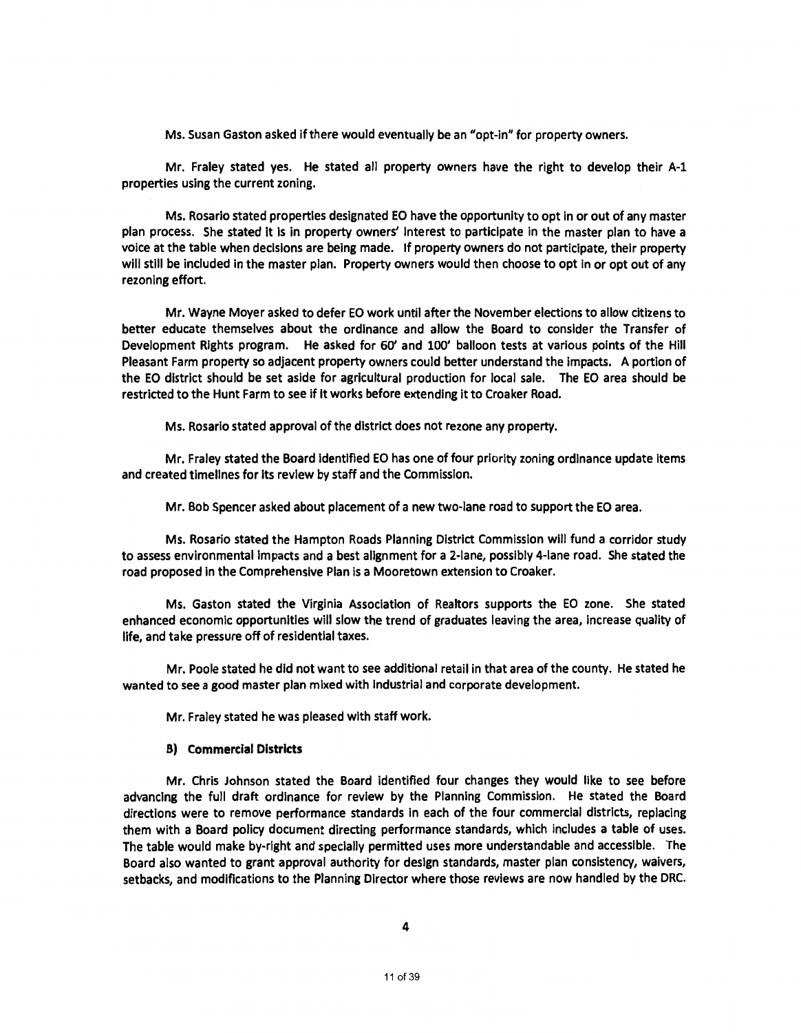Ms. Susan Gaston asked if there would eventually be an "opt-in" for property owners.

Mr. Fraley stated yes. He stated all property owners have the right to develop their A-1 properties using the current zoning.

Ms. Rosario stated properties designated EO have the opportunity to opt in or out of any master plan process. She stated it is in property owners' interest to participate in the master plan to have a voice at the table when decisions are being made. If property owners do not participate, their property will still be included in the master plan. Property owners would then choose to opt in or opt out of any rezoning effort.

Mr. Wayne Moyer asked to defer EO work until after the November elections to allow citizens to better educate themselves about the ordinance and allow the Board to consider the Transfer of Development Rights program. He asked for 60' and 100' balloon tests at various points of the Hill Pleasant Farm property so adjacent property owners could better understand the impacts. A portion of the EO district should be set aside for agricultural production for local sale. The EO area should be restricted to the Hunt Farm to see if it works before extending it to Croaker Road.

Ms. Rosario stated approval of the district does not rezone any property.

Mr. Fraley stated the Board identified EO has one of four priority zoning ordinance update items and created timelines for its review by staff and the Commission.

Mr. Bob Spencer asked about placement of a new two-lane road to support the EO area.

Ms. Rosario stated the Hampton Roads Planning District Commission will fund a corridor study to assess environmental impacts and a best alignment for a 2-lane, possibly 4-lane road. She stated the road proposed in the Comprehensive Plan is a Mooretown extension to Croaker.

Ms. Gaston stated the Virginia Association of Realtors supports the EO zone. She stated enhanced economic opportunities will slow the trend of graduates leaving the area, increase quality of life, and take pressure off of residential taxes.

Mr. Poole stated he did not want to see additional retail in that area of the county. He stated he wanted to see a good master plan mixed with industrial and corporate development.

Mr. Fraley stated he was pleased with staff work.

**B) Commercial Districts**

Mr. Chris Johnson stated the Board identified four changes they would like to see before advancing the full draft ordinance for review by the Planning Commission. He stated the Board directions were to remove performance standards in each of the four commercial districts, replacing them with a Board policy document directing performance standards, which includes a table of uses. The table would make by-right and specially permitted uses more understandable and accessible. The Board also wanted to grant approval authority for design standards, master plan consistency, waivers, setbacks, and modifications to the Planning Director where those reviews are now handled by the DRC.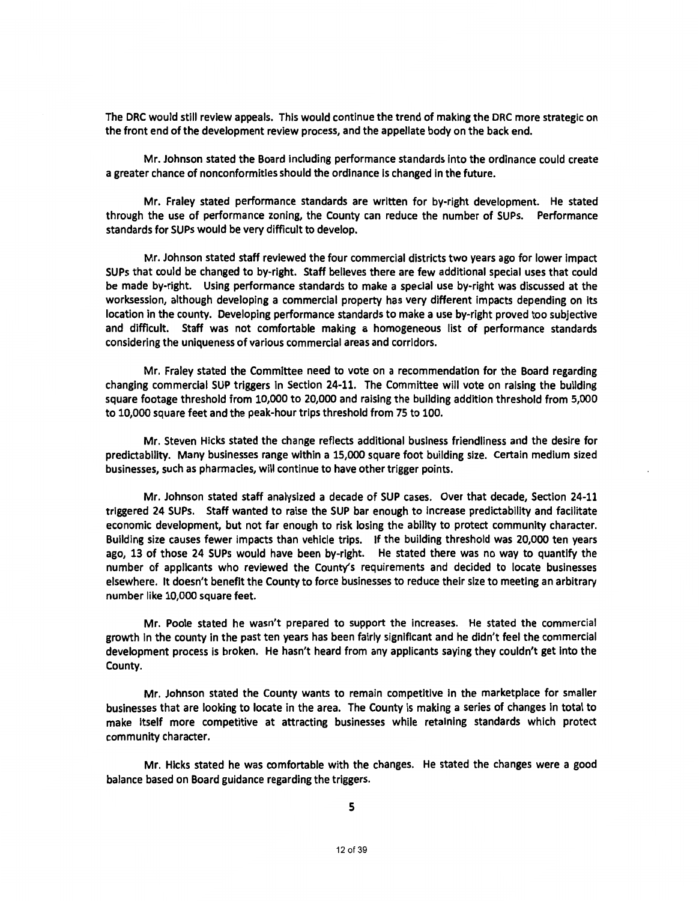The DRC would still review appeals. This would continue the trend of making the DRC more strategic on the front end of the development review process, and the appellate body on the back end.

Mr. Johnson stated the Board including performance standards into the ordinance could create a greater chance of nonconformities should the ordinance is changed in the future.

Mr. Fraley stated performance standards are written for by-right development. He stated through the use of performance zoning, the County can reduce the number of SUPs. Performance standards for SUPs would be very difficult to develop.

Mr. Johnson stated staff reviewed the four commercial districts two years ago for lower impact SUPs that could be changed to by-right. Staff believes there are few additional special uses that could be made by-right. Using performance standards to make a special use by-right was discussed at the worksession, although developing a commercial property has very different impacts depending on its location in the county. Developing performance standards to make a use by-right proved too subjective and difficult. Staff was not comfortable making a homogeneous list of performance standards considering the uniqueness of various commercial areas and corridors.

Mr. Fraley stated the Committee need to vote on a recommendation for the Board regarding changing commercial SUP triggers in Section 24-11. The Committee will vote on raising the building square footage threshold from 10,000 to 20,000 and raising the building addition threshold from 5,000 to 10,000 square feet and the peak-hour trips threshold from 75 to 100.

Mr. Steven Hicks stated the change reflects additional business friendliness and the desire for predictability. Many businesses range within a 15,000 square foot building size. Certain medium sized businesses, such as pharmacies, will continue to have other trigger points.

Mr. Johnson stated staff analysized a decade of SUP cases. Over that decade, Section 24-11 triggered 24 SUPs. Staff wanted to raise the SUP bar enough to increase predictability and facilitate economic development, but not far enough to risk losing the ability to protect community character. Building size causes fewer impacts than vehicle trips. If the building threshold was 20,000 ten years ago, 13 of those 24 SUPs would have been by-right. He stated there was no way to quantify the number of applicants who reviewed the County's requirements and decided to locate businesses elsewhere. It doesn't benefit the County to force businesses to reduce their size to meeting an arbitrary number like 10,000 square feet.

Mr. Poole stated he wasn't prepared to support the increases. He stated the commercial growth in the county in the past ten years has been fairly significant and he didn't feel the commercial development process is broken. He hasn't heard from any applicants saying they couldn't get into the County.

Mr. Johnson stated the County wants to remain competitive in the marketplace for smaller businesses that are looking to locate in the area. The County is making a series of changes in total to make itself more competitive at attracting businesses while retaining standards which protect community character.

Mr. Hicks stated he was comfortable with the changes. He stated the changes were a good balance based on Board guidance regarding the triggers.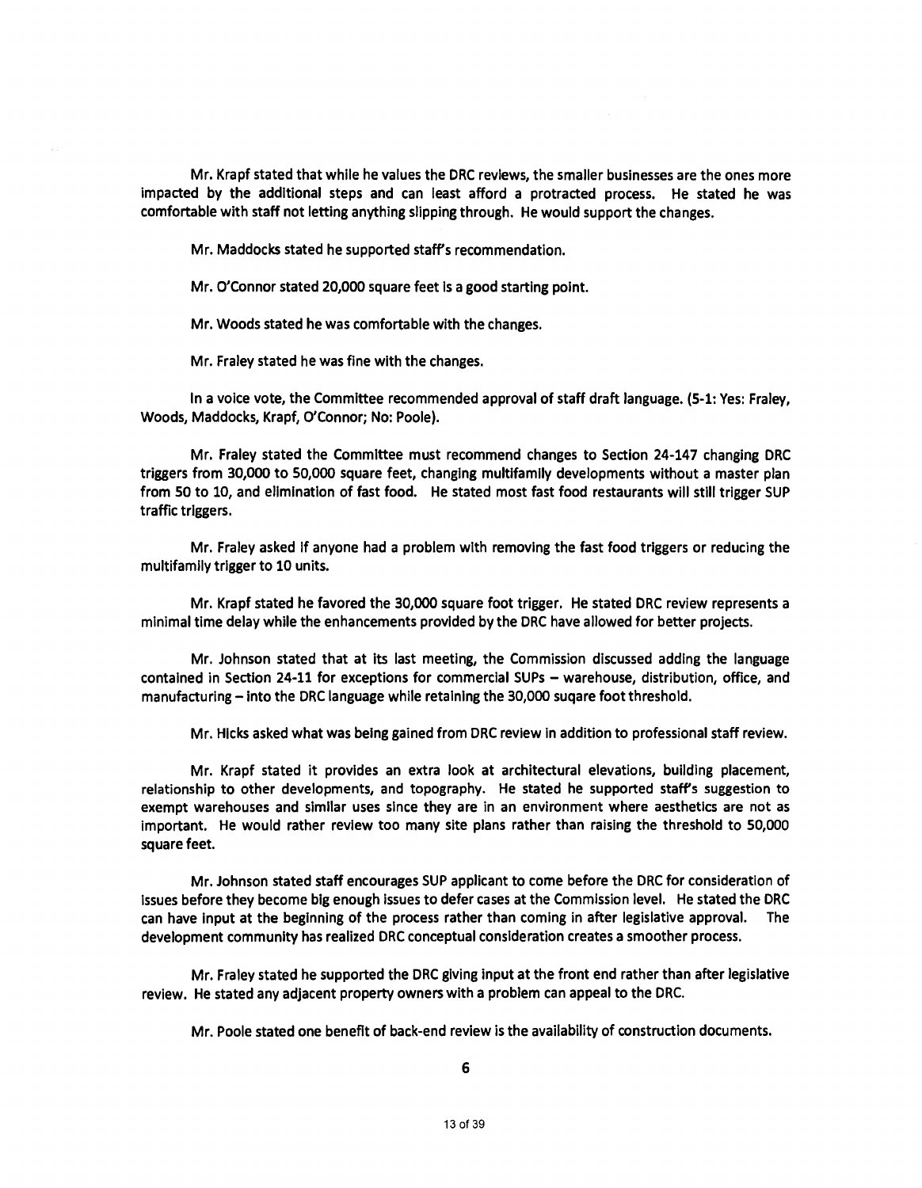Mr. Krapf stated that while he values the DRC reviews, the smaller businesses are the ones more impacted by the additional steps and can least afford a protracted process. He stated he was comfortable with staff not letting anything slipping through. He would support the changes.

Mr. Maddocks stated he supported staff's recommendation.

Mr. O'Connor stated 20,000 square feet is a good starting point.

Mr. Woods stated he was comfortable with the changes.

Mr. Fraley stated he was fine with the changes.

In a voice vote, the Committee recommended approval of staff draft language. (5-1: Yes: Fraley, Woods, Maddocks, Krapf, O'Connor; No: Poole).

Mr. Fraley stated the Committee must recommend changes to Section 24-147 changing DRC triggers from 30,000 to 50,000 square feet, changing multifamily developments without a master plan from 50 to 10, and elimination of fast food. He stated most fast food restaurants will still trigger SUP traffic triggers.

Mr. Fraley asked if anyone had a problem with removing the fast food triggers or reducing the multifamily trigger to 10 units.

Mr. Krapf stated he favored the 30,000 square foot trigger. He stated DRC review represents a minimal time delay while the enhancements provided by the DRC have allowed for better projects.

Mr. Johnson stated that at its last meeting, the Commission discussed adding the language contained in Section 24-11 for exceptions for commercial SUPs – warehouse, distribution, office, and manufacturing – into the DRC language while retaining the 30,000 suqare foot threshold.

Mr. Hicks asked what was being gained from DRC review in addition to professional staff review.

Mr. Krapf stated it provides an extra look at architectural elevations, building placement, relationship to other developments, and topography. He stated he supported staff's suggestion to exempt warehouses and similar uses since they are in an environment where aesthetics are not as important. He would rather review too many site plans rather than raising the threshold to 50,000 square feet.

Mr. Johnson stated staff encourages SUP applicant to come before the DRC for consideration of issues before they become big enough issues to defer cases at the Commission level. He stated the DRC can have input at the beginning of the process rather than coming in after legislative approval. The development community has realized DRC conceptual consideration creates a smoother process.

Mr. Fraley stated he supported the DRC giving input at the front end rather than after legislative review. He stated any adjacent property owners with a problem can appeal to the DRC.

Mr. Poole stated one benefit of back-end review is the availability of construction documents.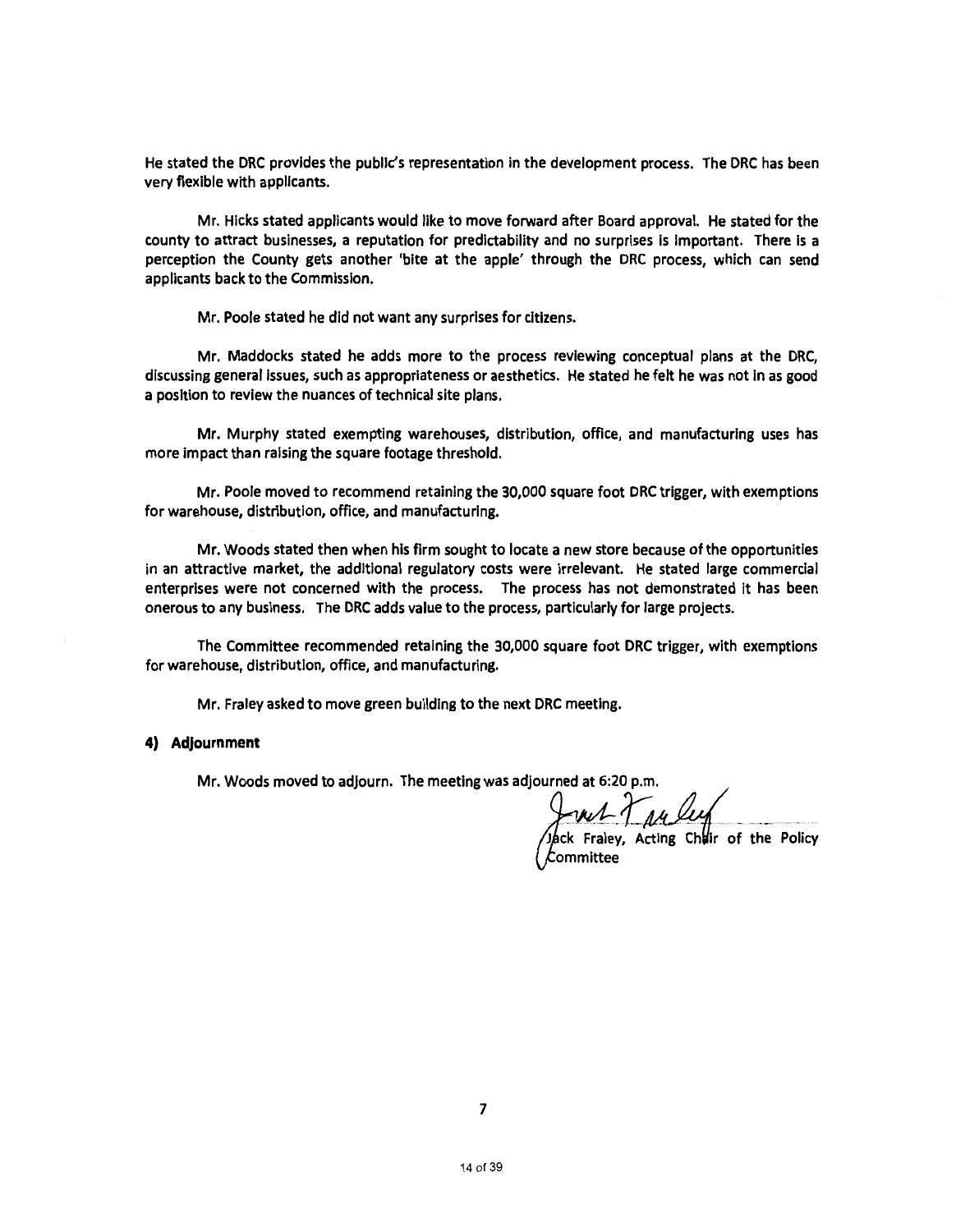He stated the DRC provides the public's representation in the development process. The DRC has been very flexible with applicants.

Mr. Hicks stated applicants would like to move forward after Board approval. He stated for the county to attract businesses, a reputation for predictability and no surprises is important. There is a perception the County gets another 'bite at the apple' through the DRC process, which can send applicants back to the Commission.

Mr. Poole stated he did not want any surprises for citizens.

Mr. Maddocks stated he adds more to the process reviewing conceptual plans at the DRC, discussing general issues, such as appropriateness or aesthetics. He stated he felt he was not in as good a position to review the nuances of technical site plans.

Mr. Murphy stated exempting warehouses, distribution, office, and manufacturing uses has more impact than raising the square footage threshold.

Mr. Poole moved to recommend retaining the 30,000 square foot DRC trigger, with exemptions for warehouse, distribution, office, and manufacturing.

Mr. Woods stated then when his firm sought to locate a new store because of the opportunities in an attractive market, the additional regulatory costs were irrelevant. He stated large commercial enterprises were not concerned with the process. The process has not demonstrated it has been onerous to any business. The DRC adds value to the process, particularly for large projects.

The Committee recommended retaining the 30,000 square foot DRC trigger, with exemptions for warehouse, distribution, office, and manufacturing.

Mr. Fraley asked to move green building to the next DRC meeting.

**4) Adjournment**

Mr. Woods moved to adjourn. The meeting was adjourned at 6:20 p.m.

Jack Fraley, Acting Chair of the Policy Committee